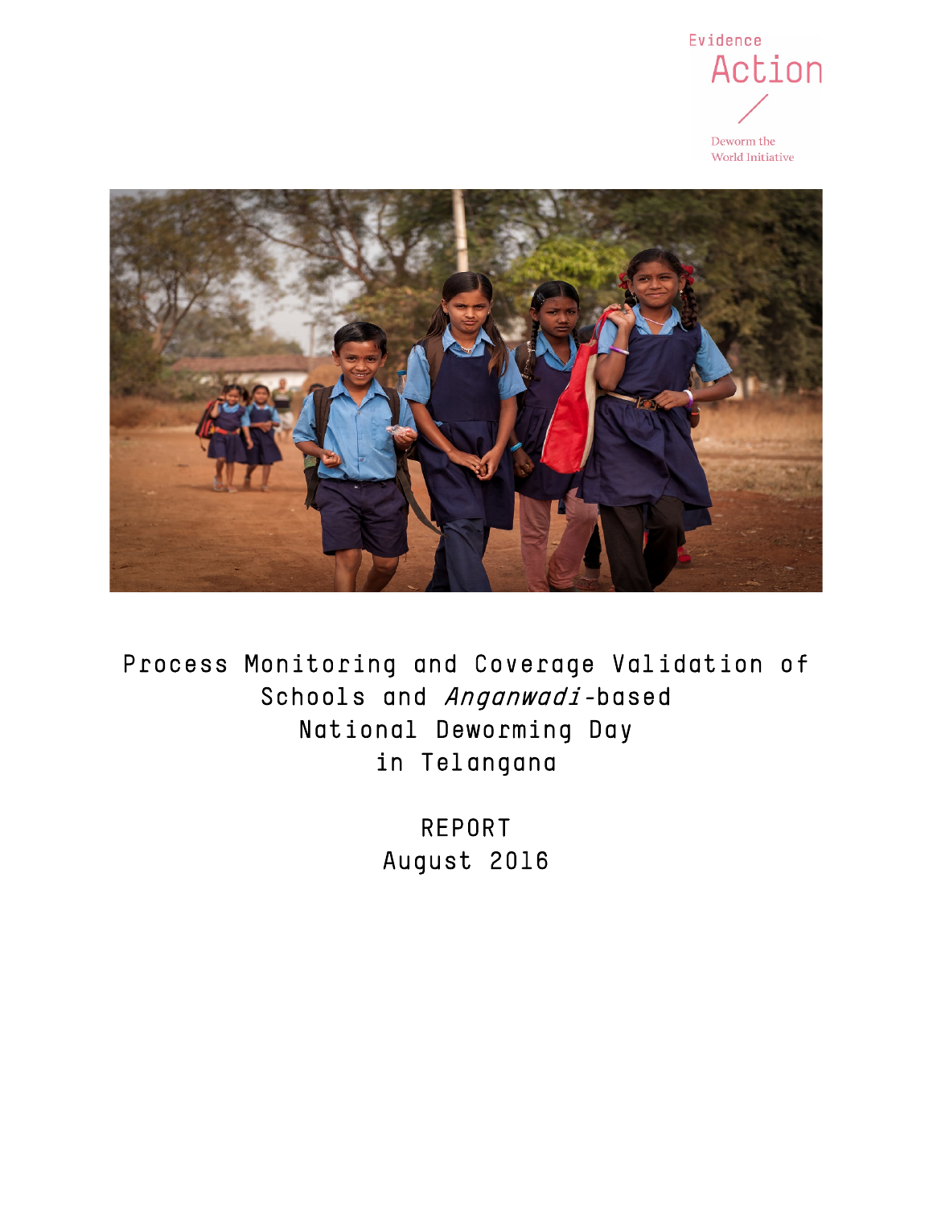Evidence Action

Deworm the World Initiative

# Process Monitoring and Coverage Validation of Schools and *Anganwadi*-based National Deworming Day in Telangana

REPORT
August 2016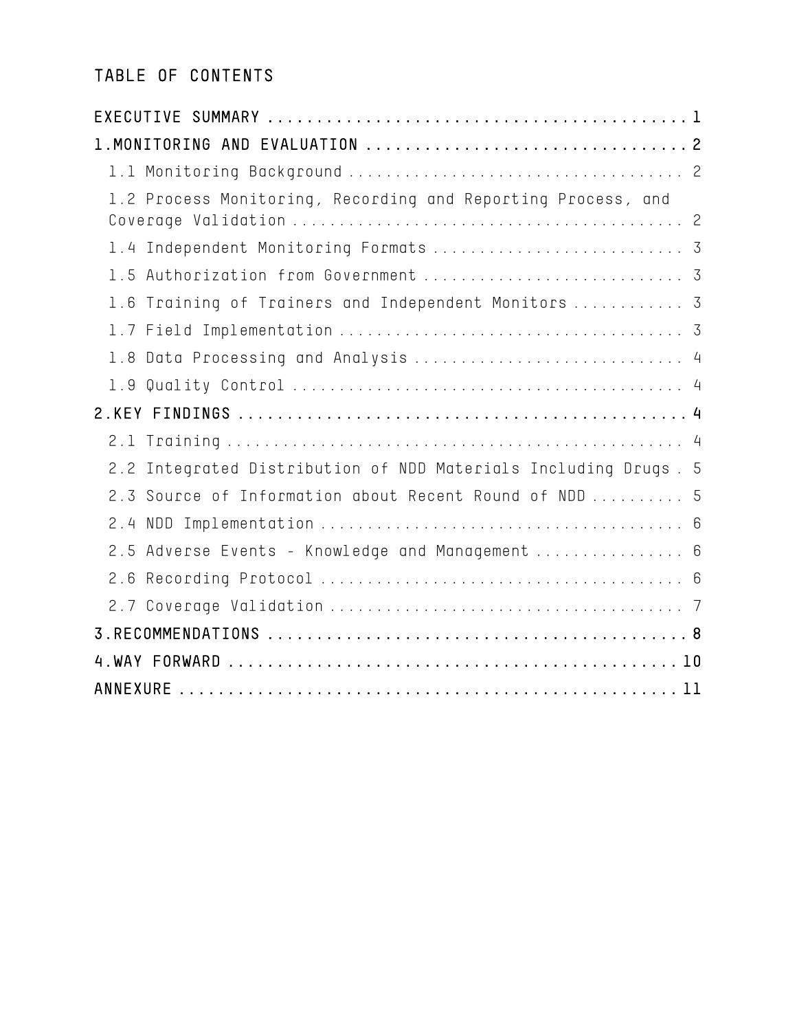# TABLE OF CONTENTS

- EXECUTIVE SUMMARY ............................................ 1
- 1.MONITORING AND EVALUATION ................................. 2
  - 1.1 Monitoring Background ..................................... 2
  - 1.2 Process Monitoring, Recording and Reporting Process, and Coverage Validation ........................................... 2
  - 1.4 Independent Monitoring Formats ............................ 3
  - 1.5 Authorization from Government ............................. 3
  - 1.6 Training of Trainers and Independent Monitors ............ 3
  - 1.7 Field Implementation ...................................... 3
  - 1.8 Data Processing and Analysis .............................. 4
  - 1.9 Quality Control ........................................... 4
- 2.KEY FINDINGS ................................................ 4
  - 2.1 Training .................................................. 4
  - 2.2 Integrated Distribution of NDD Materials Including Drugs . 5
  - 2.3 Source of Information about Recent Round of NDD .......... 5
  - 2.4 NDD Implementation ........................................ 6
  - 2.5 Adverse Events - Knowledge and Management ................ 6
  - 2.6 Recording Protocol ........................................ 6
  - 2.7 Coverage Validation ....................................... 7
- 3.RECOMMENDATIONS ............................................. 8
- 4.WAY FORWARD ................................................ 10
- ANNEXURE ..................................................... 11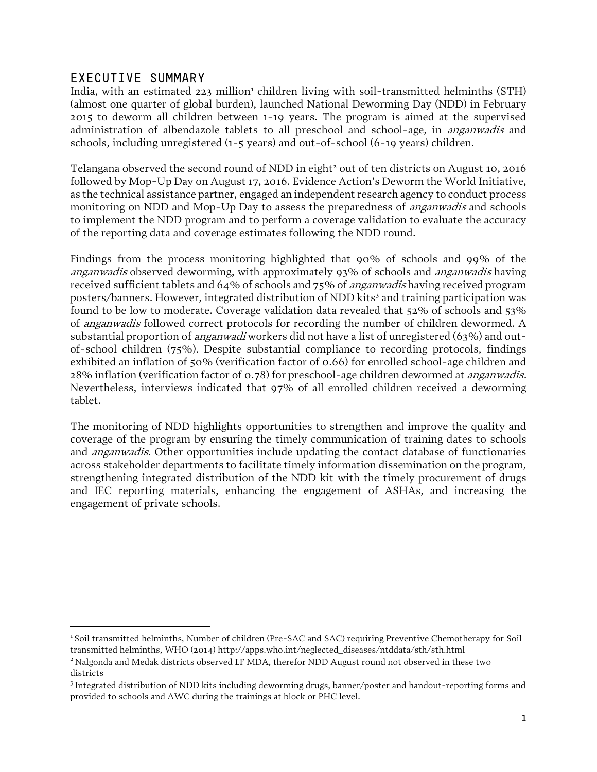## EXECUTIVE SUMMARY

India, with an estimated 223 million[1] children living with soil-transmitted helminths (STH) (almost one quarter of global burden), launched National Deworming Day (NDD) in February 2015 to deworm all children between 1-19 years. The program is aimed at the supervised administration of albendazole tablets to all preschool and school-age, in *anganwadis* and schools, including unregistered (1-5 years) and out-of-school (6-19 years) children.

Telangana observed the second round of NDD in eight[2] out of ten districts on August 10, 2016 followed by Mop-Up Day on August 17, 2016. Evidence Action's Deworm the World Initiative, as the technical assistance partner, engaged an independent research agency to conduct process monitoring on NDD and Mop-Up Day to assess the preparedness of *anganwadis* and schools to implement the NDD program and to perform a coverage validation to evaluate the accuracy of the reporting data and coverage estimates following the NDD round.

Findings from the process monitoring highlighted that 90% of schools and 99% of the *anganwadis* observed deworming, with approximately 93% of schools and *anganwadis* having received sufficient tablets and 64% of schools and 75% of *anganwadis* having received program posters/banners. However, integrated distribution of NDD kits[3] and training participation was found to be low to moderate. Coverage validation data revealed that 52% of schools and 53% of *anganwadis* followed correct protocols for recording the number of children dewormed. A substantial proportion of *anganwadi* workers did not have a list of unregistered (63%) and out-of-school children (75%). Despite substantial compliance to recording protocols, findings exhibited an inflation of 50% (verification factor of 0.66) for enrolled school-age children and 28% inflation (verification factor of 0.78) for preschool-age children dewormed at *anganwadis.* Nevertheless, interviews indicated that 97% of all enrolled children received a deworming tablet.

The monitoring of NDD highlights opportunities to strengthen and improve the quality and coverage of the program by ensuring the timely communication of training dates to schools and *anganwadis*. Other opportunities include updating the contact database of functionaries across stakeholder departments to facilitate timely information dissemination on the program, strengthening integrated distribution of the NDD kit with the timely procurement of drugs and IEC reporting materials, enhancing the engagement of ASHAs, and increasing the engagement of private schools.

---

[1] Soil transmitted helminths, Number of children (Pre-SAC and SAC) requiring Preventive Chemotherapy for Soil transmitted helminths, WHO (2014) http://apps.who.int/neglected_diseases/ntddata/sth/sth.html

[2] Nalgonda and Medak districts observed LF MDA, therefor NDD August round not observed in these two districts

[3] Integrated distribution of NDD kits including deworming drugs, banner/poster and handout-reporting forms and provided to schools and AWC during the trainings at block or PHC level.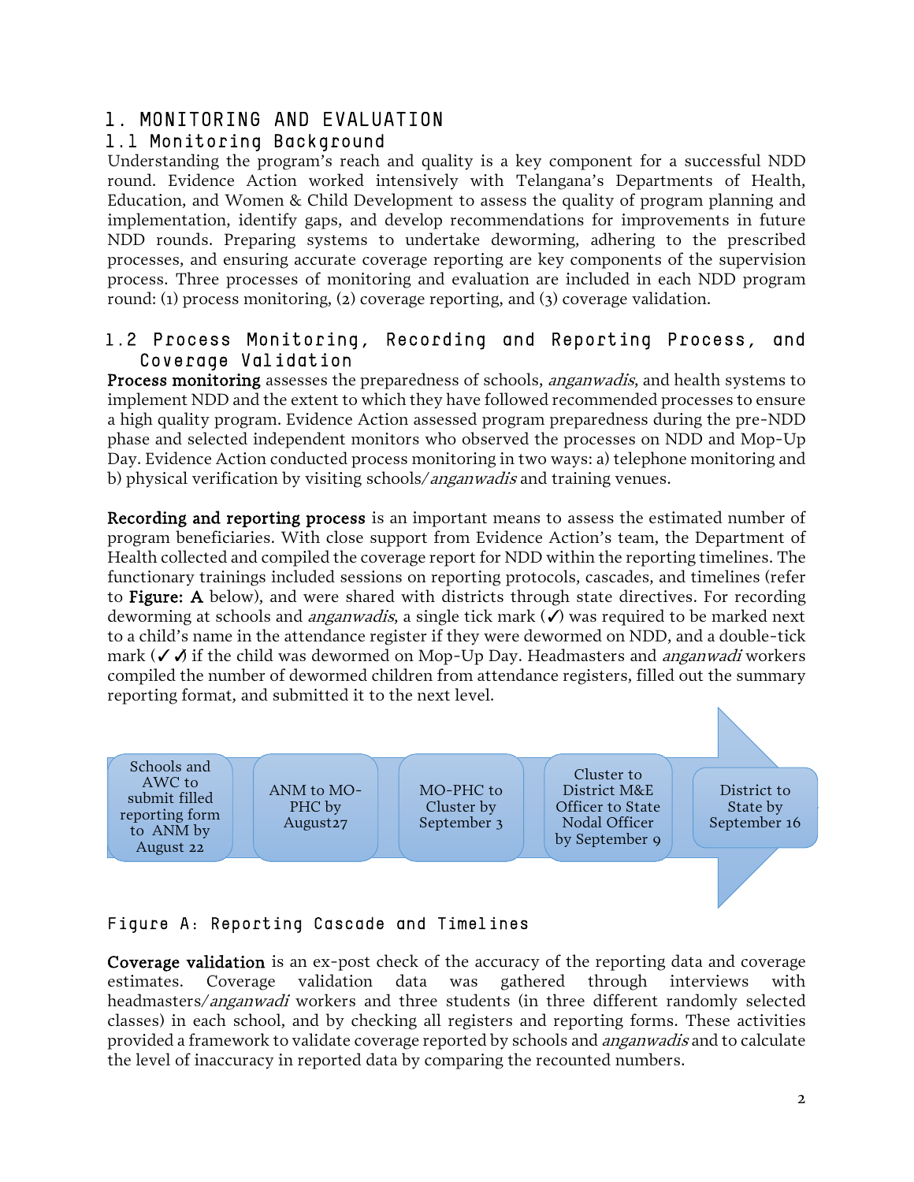# 1. MONITORING AND EVALUATION

## 1.1 Monitoring Background

Understanding the program's reach and quality is a key component for a successful NDD round. Evidence Action worked intensively with Telangana's Departments of Health, Education, and Women & Child Development to assess the quality of program planning and implementation, identify gaps, and develop recommendations for improvements in future NDD rounds. Preparing systems to undertake deworming, adhering to the prescribed processes, and ensuring accurate coverage reporting are key components of the supervision process. Three processes of monitoring and evaluation are included in each NDD program round: (1) process monitoring, (2) coverage reporting, and (3) coverage validation.

## 1.2 Process Monitoring, Recording and Reporting Process, and Coverage Validation

**Process monitoring** assesses the preparedness of schools, *anganwadis*, and health systems to implement NDD and the extent to which they have followed recommended processes to ensure a high quality program. Evidence Action assessed program preparedness during the pre-NDD phase and selected independent monitors who observed the processes on NDD and Mop-Up Day. Evidence Action conducted process monitoring in two ways: a) telephone monitoring and b) physical verification by visiting schools/*anganwadis* and training venues.

**Recording and reporting process** is an important means to assess the estimated number of program beneficiaries. With close support from Evidence Action's team, the Department of Health collected and compiled the coverage report for NDD within the reporting timelines. The functionary trainings included sessions on reporting protocols, cascades, and timelines (refer to **Figure: A** below), and were shared with districts through state directives. For recording deworming at schools and *anganwadis*, a single tick mark (✓) was required to be marked next to a child's name in the attendance register if they were dewormed on NDD, and a double-tick mark (✓✓) if the child was dewormed on Mop-Up Day. Headmasters and *anganwadi* workers compiled the number of dewormed children from attendance registers, filled out the summary reporting format, and submitted it to the next level.

Schools and AWC to submit filled reporting form to ANM by August 22 → ANM to MO-PHC by August27 → MO-PHC to Cluster by September 3 → Cluster to District M&E Officer to State Nodal Officer by September 9 → District to State by September 16

Figure A: Reporting Cascade and Timelines

**Coverage validation** is an ex-post check of the accuracy of the reporting data and coverage estimates. Coverage validation data was gathered through interviews with headmasters/*anganwadi* workers and three students (in three different randomly selected classes) in each school, and by checking all registers and reporting forms. These activities provided a framework to validate coverage reported by schools and *anganwadis* and to calculate the level of inaccuracy in reported data by comparing the recounted numbers.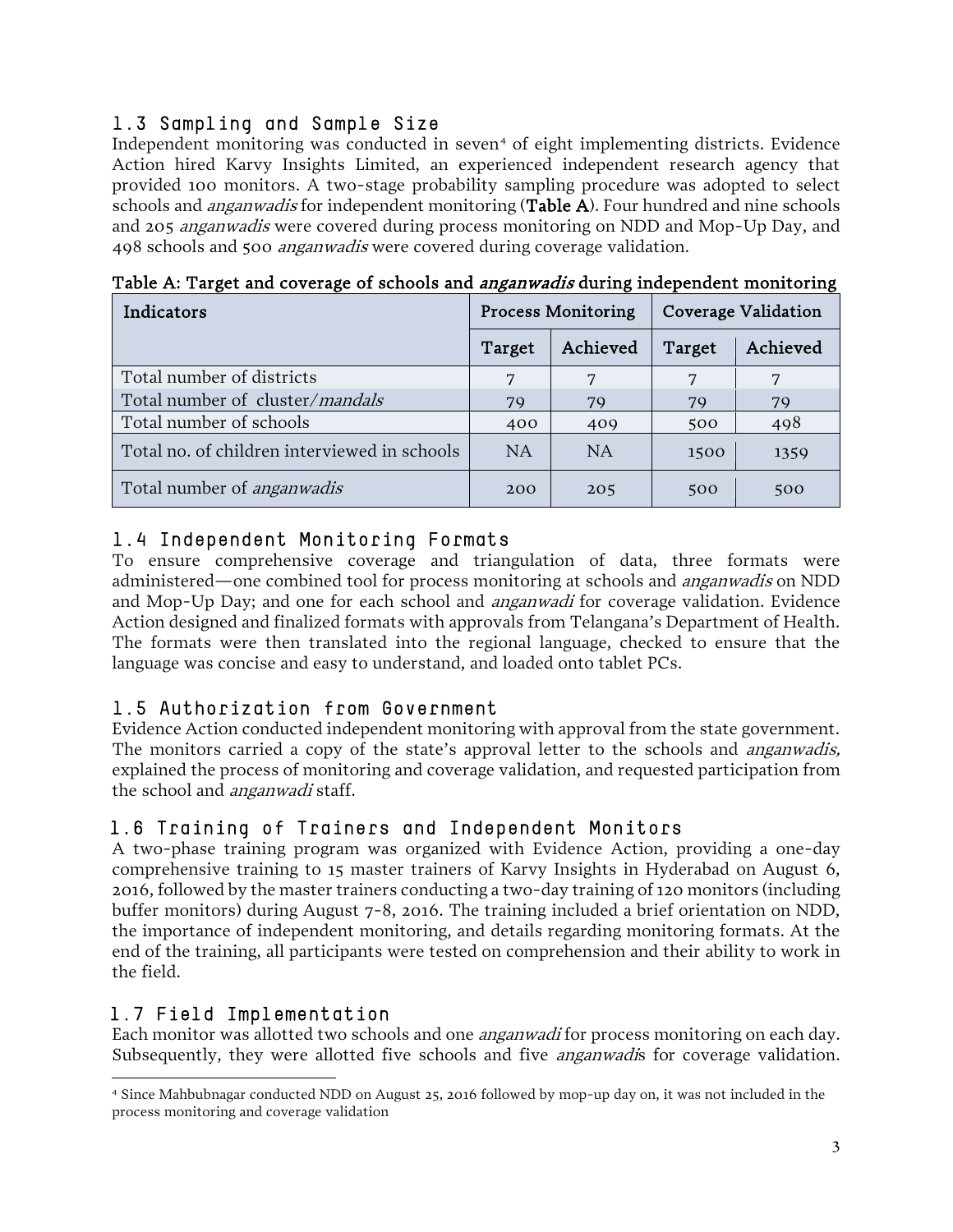## 1.3 Sampling and Sample Size

Independent monitoring was conducted in seven[4] of eight implementing districts. Evidence Action hired Karvy Insights Limited, an experienced independent research agency that provided 100 monitors. A two-stage probability sampling procedure was adopted to select schools and *anganwadis* for independent monitoring (**Table A**). Four hundred and nine schools and 205 *anganwadis* were covered during process monitoring on NDD and Mop-Up Day, and 498 schools and 500 *anganwadis* were covered during coverage validation.

**Table A: Target and coverage of schools and *anganwadis* during independent monitoring**

| Indicators | Process Monitoring | | Coverage Validation | |
|---|---|---|---|---|
| | Target | Achieved | Target | Achieved |
| Total number of districts | 7 | 7 | 7 | 7 |
| Total number of cluster/*mandals* | 79 | 79 | 79 | 79 |
| Total number of schools | 400 | 409 | 500 | 498 |
| Total no. of children interviewed in schools | NA | NA | 1500 | 1359 |
| Total number of *anganwadis* | 200 | 205 | 500 | 500 |

## 1.4 Independent Monitoring Formats

To ensure comprehensive coverage and triangulation of data, three formats were administered—one combined tool for process monitoring at schools and *anganwadis* on NDD and Mop-Up Day; and one for each school and *anganwadi* for coverage validation. Evidence Action designed and finalized formats with approvals from Telangana's Department of Health. The formats were then translated into the regional language, checked to ensure that the language was concise and easy to understand, and loaded onto tablet PCs.

## 1.5 Authorization from Government

Evidence Action conducted independent monitoring with approval from the state government. The monitors carried a copy of the state's approval letter to the schools and *anganwadis,* explained the process of monitoring and coverage validation, and requested participation from the school and *anganwadi* staff.

## 1.6 Training of Trainers and Independent Monitors

A two-phase training program was organized with Evidence Action, providing a one-day comprehensive training to 15 master trainers of Karvy Insights in Hyderabad on August 6, 2016, followed by the master trainers conducting a two-day training of 120 monitors (including buffer monitors) during August 7-8, 2016. The training included a brief orientation on NDD, the importance of independent monitoring, and details regarding monitoring formats. At the end of the training, all participants were tested on comprehension and their ability to work in the field.

## 1.7 Field Implementation

Each monitor was allotted two schools and one *anganwadi* for process monitoring on each day. Subsequently, they were allotted five schools and five *anganwadi*s for coverage validation.

[4] Since Mahbubnagar conducted NDD on August 25, 2016 followed by mop-up day on, it was not included in the process monitoring and coverage validation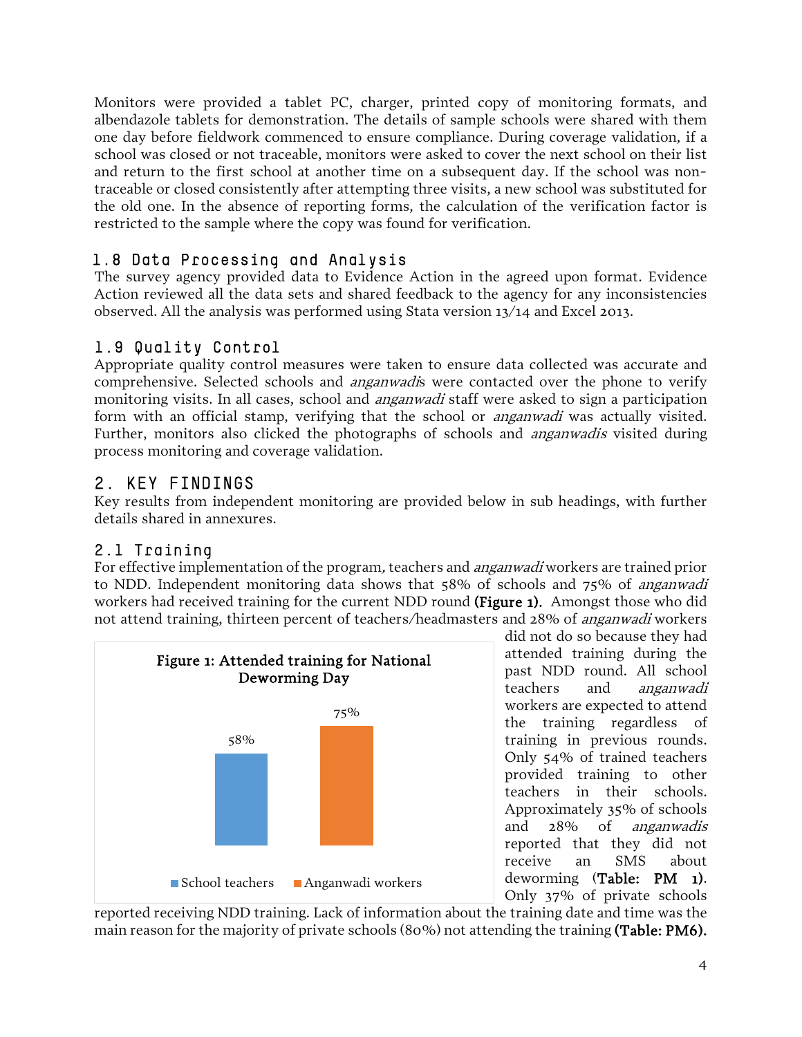Monitors were provided a tablet PC, charger, printed copy of monitoring formats, and albendazole tablets for demonstration. The details of sample schools were shared with them one day before fieldwork commenced to ensure compliance. During coverage validation, if a school was closed or not traceable, monitors were asked to cover the next school on their list and return to the first school at another time on a subsequent day. If the school was non-traceable or closed consistently after attempting three visits, a new school was substituted for the old one. In the absence of reporting forms, the calculation of the verification factor is restricted to the sample where the copy was found for verification.

### 1.8 Data Processing and Analysis

The survey agency provided data to Evidence Action in the agreed upon format. Evidence Action reviewed all the data sets and shared feedback to the agency for any inconsistencies observed. All the analysis was performed using Stata version 13/14 and Excel 2013.

### 1.9 Quality Control

Appropriate quality control measures were taken to ensure data collected was accurate and comprehensive. Selected schools and *anganwadi*s were contacted over the phone to verify monitoring visits. In all cases, school and *anganwadi* staff were asked to sign a participation form with an official stamp, verifying that the school or *anganwadi* was actually visited. Further, monitors also clicked the photographs of schools and *anganwadis* visited during process monitoring and coverage validation.

## 2. KEY FINDINGS

Key results from independent monitoring are provided below in sub headings, with further details shared in annexures.

### 2.1 Training

For effective implementation of the program, teachers and *anganwadi* workers are trained prior to NDD. Independent monitoring data shows that 58% of schools and 75% of *anganwadi* workers had received training for the current NDD round **(Figure 1).** Amongst those who did not attend training, thirteen percent of teachers/headmasters and 28% of *anganwadi* workers did not do so because they had attended training during the past NDD round. All school teachers and *anganwadi* workers are expected to attend the training regardless of training in previous rounds. Only 54% of trained teachers provided training to other teachers in their schools. Approximately 35% of schools and 28% of *anganwadis* reported that they did not receive an SMS about deworming **(Table: PM 1).** Only 37% of private schools reported receiving NDD training. Lack of information about the training date and time was the main reason for the majority of private schools (80%) not attending the training **(Table: PM6).**

**Figure 1: Attended training for National Deworming Day**

| | Attended training |
|---|---|
| School teachers | 58% |
| Anganwadi workers | 75% |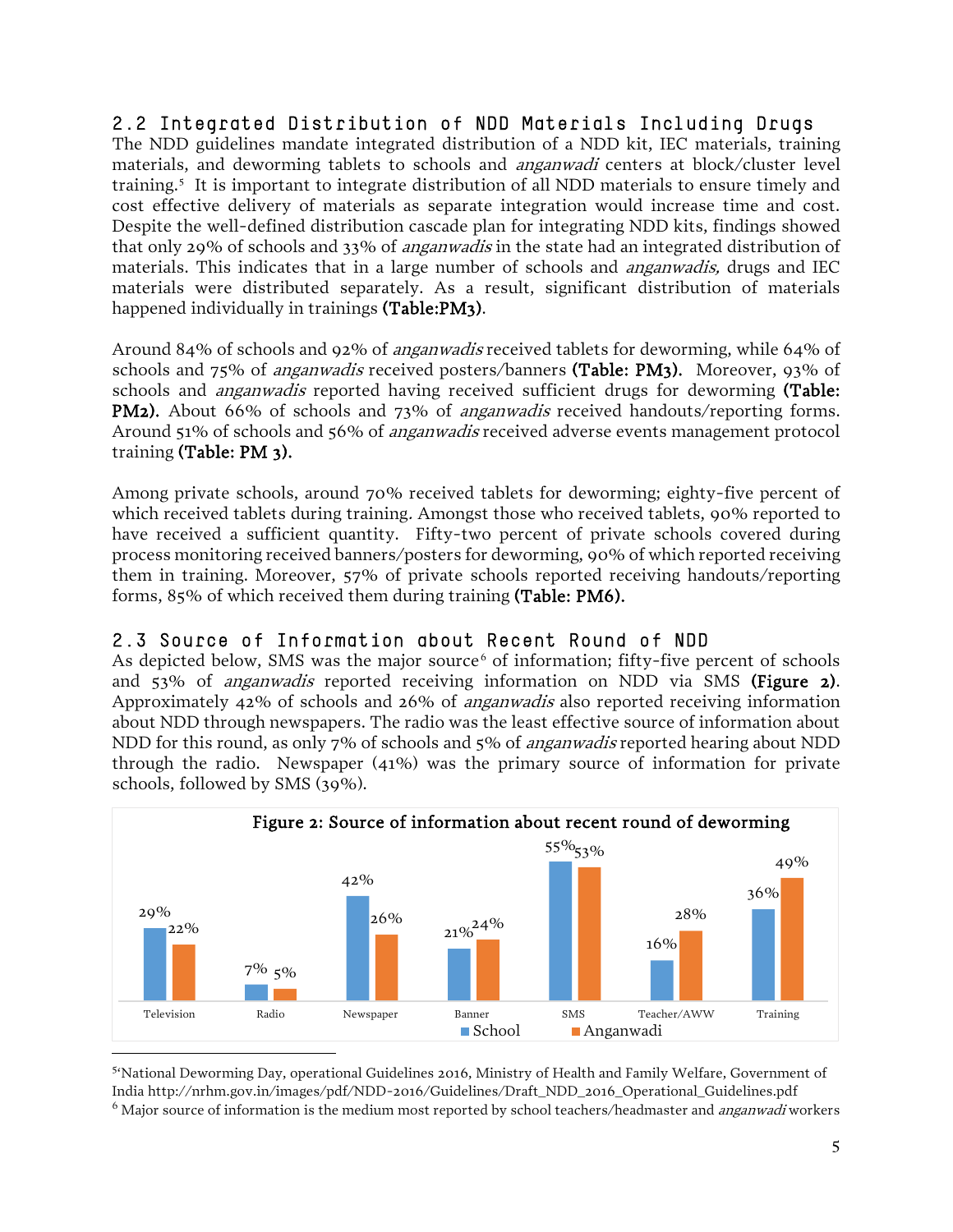## 2.2 Integrated Distribution of NDD Materials Including Drugs

The NDD guidelines mandate integrated distribution of a NDD kit, IEC materials, training materials, and deworming tablets to schools and *anganwadi* centers at block/cluster level training.[5] It is important to integrate distribution of all NDD materials to ensure timely and cost effective delivery of materials as separate integration would increase time and cost. Despite the well-defined distribution cascade plan for integrating NDD kits, findings showed that only 29% of schools and 33% of *anganwadis* in the state had an integrated distribution of materials. This indicates that in a large number of schools and *anganwadis,* drugs and IEC materials were distributed separately. As a result, significant distribution of materials happened individually in trainings **(Table:PM3)**.

Around 84% of schools and 92% of *anganwadis* received tablets for deworming, while 64% of schools and 75% of *anganwadis* received posters/banners **(Table: PM3).** Moreover, 93% of schools and *anganwadis* reported having received sufficient drugs for deworming **(Table: PM2).** About 66% of schools and 73% of *anganwadis* received handouts/reporting forms. Around 51% of schools and 56% of *anganwadis* received adverse events management protocol training **(Table: PM 3).**

Among private schools, around 70% received tablets for deworming; eighty-five percent of which received tablets during training. Amongst those who received tablets, 90% reported to have received a sufficient quantity. Fifty-two percent of private schools covered during process monitoring received banners/posters for deworming, 90% of which reported receiving them in training. Moreover, 57% of private schools reported receiving handouts/reporting forms, 85% of which received them during training **(Table: PM6).**

## 2.3 Source of Information about Recent Round of NDD

As depicted below, SMS was the major source[6] of information; fifty-five percent of schools and 53% of *anganwadis* reported receiving information on NDD via SMS **(Figure 2)**. Approximately 42% of schools and 26% of *anganwadis* also reported receiving information about NDD through newspapers. The radio was the least effective source of information about NDD for this round, as only 7% of schools and 5% of *anganwadis* reported hearing about NDD through the radio. Newspaper (41%) was the primary source of information for private schools, followed by SMS (39%).

**Figure 2: Source of information about recent round of deworming**

| Source | School | Anganwadi |
|---|---|---|
| Television | 29% | 22% |
| Radio | 7% | 5% |
| Newspaper | 42% | 26% |
| Banner | 21% | 24% |
| SMS | 55% | 53% |
| Teacher/AWW | 16% | 28% |
| Training | 36% | 49% |

[5] 'National Deworming Day, operational Guidelines 2016, Ministry of Health and Family Welfare, Government of India http://nrhm.gov.in/images/pdf/NDD-2016/Guidelines/Draft_NDD_2016_Operational_Guidelines.pdf

[6] Major source of information is the medium most reported by school teachers/headmaster and *anganwadi* workers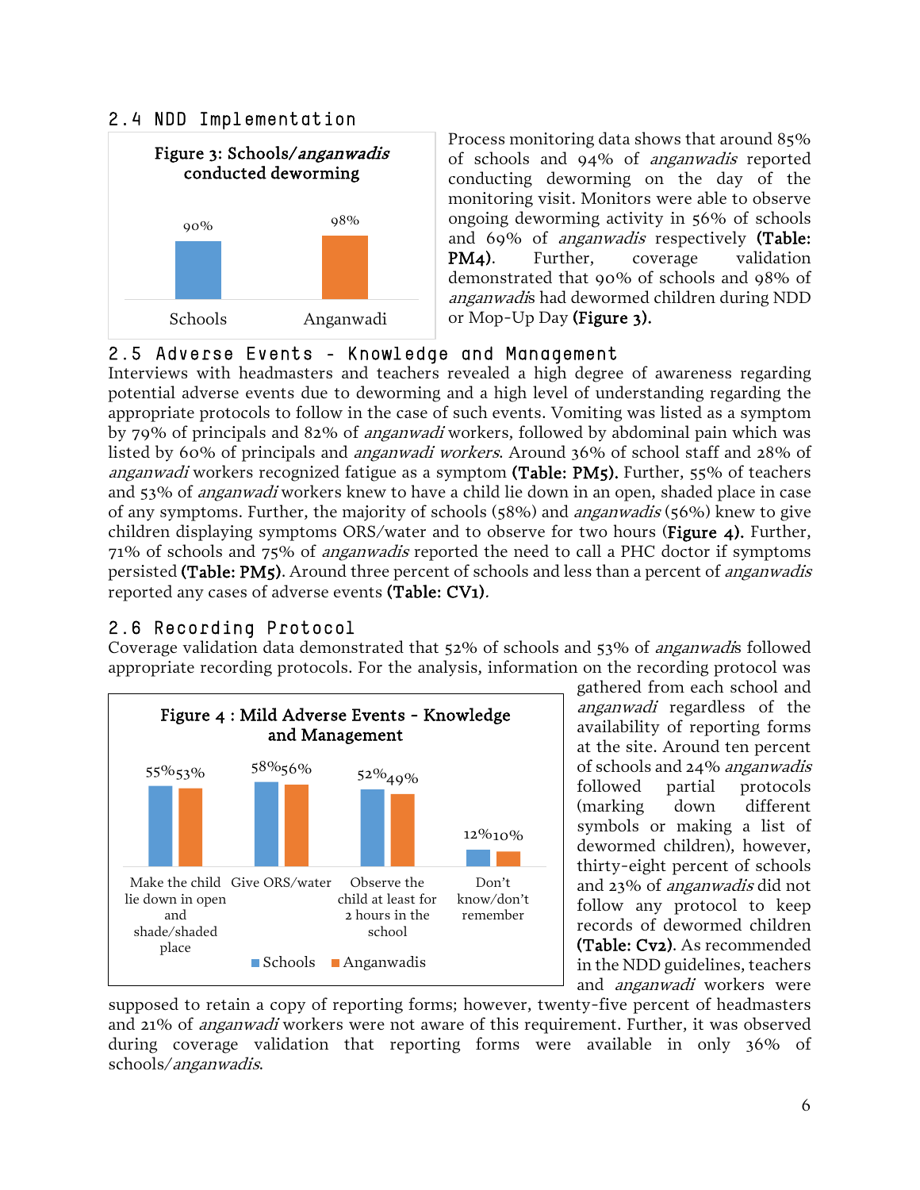## 2.4 NDD Implementation

**Figure 3: Schools/*anganwadis* conducted deworming**

| | Schools | Anganwadi |
|---|---|---|
| Conducted deworming | 90% | 98% |

Process monitoring data shows that around 85% of schools and 94% of *anganwadis* reported conducting deworming on the day of the monitoring visit. Monitors were able to observe ongoing deworming activity in 56% of schools and 69% of *anganwadis* respectively **(Table: PM4)**. Further, coverage validation demonstrated that 90% of schools and 98% of *anganwadis* had dewormed children during NDD or Mop-Up Day **(Figure 3)**.

## 2.5 Adverse Events - Knowledge and Management

Interviews with headmasters and teachers revealed a high degree of awareness regarding potential adverse events due to deworming and a high level of understanding regarding the appropriate protocols to follow in the case of such events. Vomiting was listed as a symptom by 79% of principals and 82% of *anganwadi* workers, followed by abdominal pain which was listed by 60% of principals and *anganwadi workers*. Around 36% of school staff and 28% of *anganwadi* workers recognized fatigue as a symptom **(Table: PM5)**. Further, 55% of teachers and 53% of *anganwadi* workers knew to have a child lie down in an open, shaded place in case of any symptoms. Further, the majority of schools (58%) and *anganwadis* (56%) knew to give children displaying symptoms ORS/water and to observe for two hours **(Figure 4)**. Further, 71% of schools and 75% of *anganwadis* reported the need to call a PHC doctor if symptoms persisted **(Table: PM5)**. Around three percent of schools and less than a percent of *anganwadis* reported any cases of adverse events **(Table: CV1)**.

## 2.6 Recording Protocol

Coverage validation data demonstrated that 52% of schools and 53% of *anganwadis* followed appropriate recording protocols. For the analysis, information on the recording protocol was gathered from each school and *anganwadi* regardless of the availability of reporting forms at the site. Around ten percent of schools and 24% *anganwadis* followed partial protocols (marking down different symbols or making a list of dewormed children), however, thirty-eight percent of schools and 23% of *anganwadis* did not follow any protocol to keep records of dewormed children **(Table: Cv2)**. As recommended in the NDD guidelines, teachers and *anganwadi* workers were supposed to retain a copy of reporting forms; however, twenty-five percent of headmasters and 21% of *anganwadi* workers were not aware of this requirement. Further, it was observed during coverage validation that reporting forms were available in only 36% of schools/*anganwadis*.

**Figure 4 : Mild Adverse Events - Knowledge and Management**

| | Schools | Anganwadis |
|---|---|---|
| Make the child lie down in open and shade/shaded place | 55% | 53% |
| Give ORS/water | 58% | 56% |
| Observe the child at least for 2 hours in the school | 52% | 49% |
| Don't know/don't remember | 12% | 10% |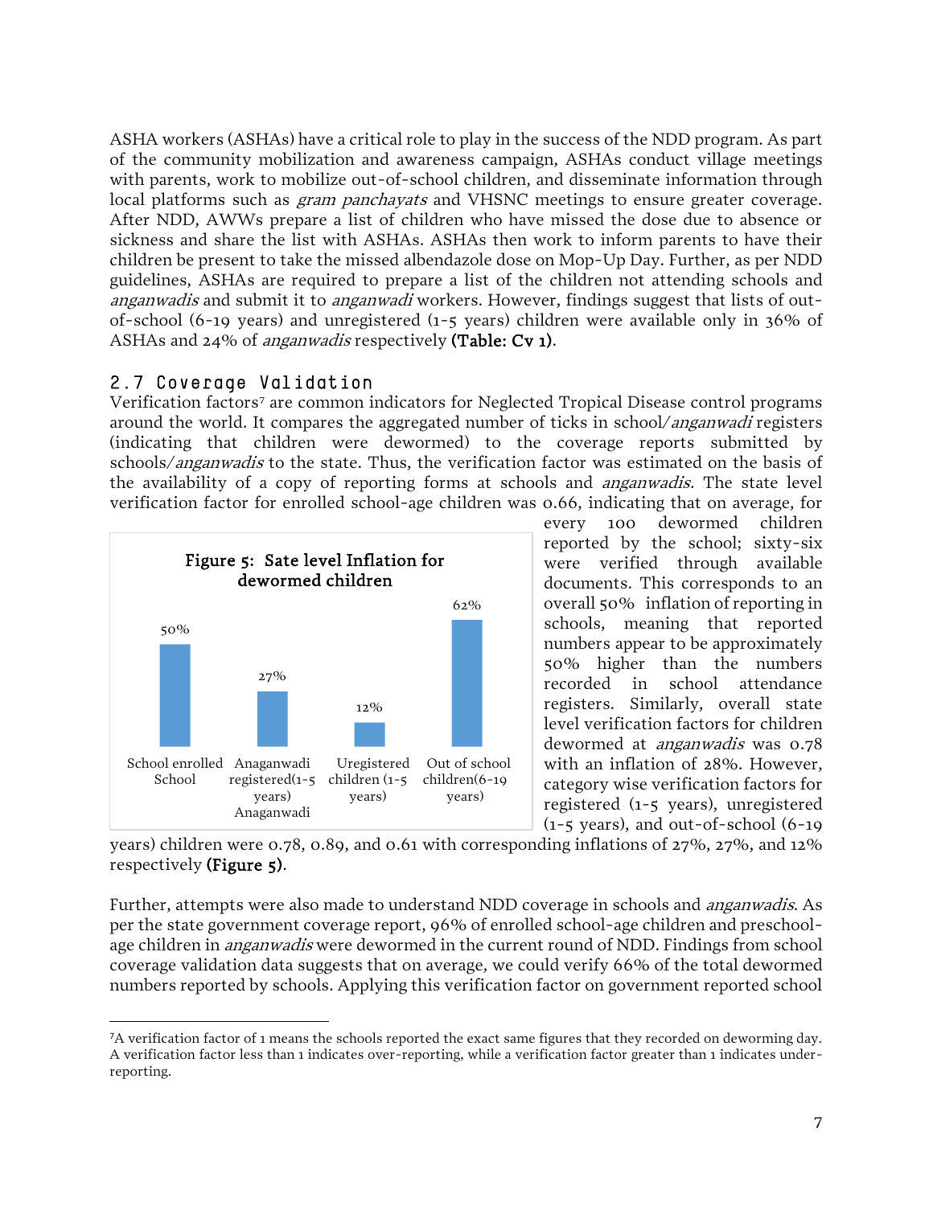ASHA workers (ASHAs) have a critical role to play in the success of the NDD program. As part of the community mobilization and awareness campaign, ASHAs conduct village meetings with parents, work to mobilize out-of-school children, and disseminate information through local platforms such as *gram panchayats* and VHSNC meetings to ensure greater coverage. After NDD, AWWs prepare a list of children who have missed the dose due to absence or sickness and share the list with ASHAs. ASHAs then work to inform parents to have their children be present to take the missed albendazole dose on Mop-Up Day. Further, as per NDD guidelines, ASHAs are required to prepare a list of the children not attending schools and *anganwadis* and submit it to *anganwadi* workers. However, findings suggest that lists of out-of-school (6-19 years) and unregistered (1-5 years) children were available only in 36% of ASHAs and 24% of *anganwadis* respectively **(Table: Cv 1)**.

## 2.7 Coverage Validation

Verification factors[7] are common indicators for Neglected Tropical Disease control programs around the world. It compares the aggregated number of ticks in school/*anganwadi* registers (indicating that children were dewormed) to the coverage reports submitted by schools/*anganwadis* to the state. Thus, the verification factor was estimated on the basis of the availability of a copy of reporting forms at schools and *anganwadis.* The state level verification factor for enrolled school-age children was 0.66, indicating that on average, for every 100 dewormed children reported by the school; sixty-six were verified through available documents. This corresponds to an overall 50% inflation of reporting in schools, meaning that reported numbers appear to be approximately 50% higher than the numbers recorded in school attendance registers. Similarly, overall state level verification factors for children dewormed at *anganwadis* was 0.78 with an inflation of 28%. However, category wise verification factors for registered (1-5 years), unregistered (1-5 years), and out-of-school (6-19 years) children were 0.78, 0.89, and 0.61 with corresponding inflations of 27%, 27%, and 12% respectively **(Figure 5)**.

**Figure 5: Sate level Inflation for dewormed children**

| Category | Inflation |
|---|---|
| School enrolled School | 50% |
| Anaganwadi registered(1-5 years) Anaganwadi | 27% |
| Uregistered children (1-5 years) | 12% |
| Out of school children(6-19 years) | 62% |

Further, attempts were also made to understand NDD coverage in schools and *anganwadis*. As per the state government coverage report, 96% of enrolled school-age children and preschool-age children in *anganwadis* were dewormed in the current round of NDD. Findings from school coverage validation data suggests that on average, we could verify 66% of the total dewormed numbers reported by schools. Applying this verification factor on government reported school

[7]A verification factor of 1 means the schools reported the exact same figures that they recorded on deworming day. A verification factor less than 1 indicates over-reporting, while a verification factor greater than 1 indicates under-reporting.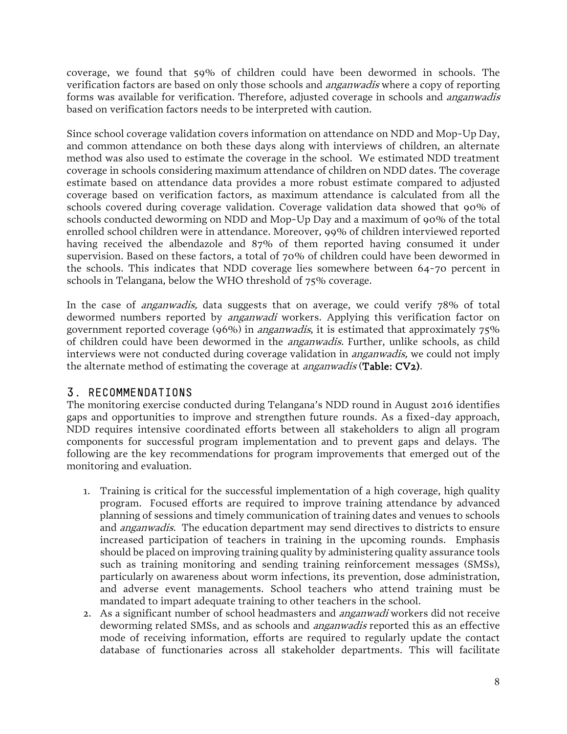coverage, we found that 59% of children could have been dewormed in schools. The verification factors are based on only those schools and *anganwadis* where a copy of reporting forms was available for verification. Therefore, adjusted coverage in schools and *anganwadis* based on verification factors needs to be interpreted with caution.

Since school coverage validation covers information on attendance on NDD and Mop-Up Day, and common attendance on both these days along with interviews of children, an alternate method was also used to estimate the coverage in the school. We estimated NDD treatment coverage in schools considering maximum attendance of children on NDD dates. The coverage estimate based on attendance data provides a more robust estimate compared to adjusted coverage based on verification factors, as maximum attendance is calculated from all the schools covered during coverage validation. Coverage validation data showed that 90% of schools conducted deworming on NDD and Mop-Up Day and a maximum of 90% of the total enrolled school children were in attendance. Moreover, 99% of children interviewed reported having received the albendazole and 87% of them reported having consumed it under supervision. Based on these factors, a total of 70% of children could have been dewormed in the schools. This indicates that NDD coverage lies somewhere between 64-70 percent in schools in Telangana, below the WHO threshold of 75% coverage.

In the case of *anganwadis,* data suggests that on average, we could verify 78% of total dewormed numbers reported by *anganwadi* workers. Applying this verification factor on government reported coverage (96%) in *anganwadis*, it is estimated that approximately 75% of children could have been dewormed in the *anganwadis.* Further, unlike schools, as child interviews were not conducted during coverage validation in *anganwadis,* we could not imply the alternate method of estimating the coverage at *anganwadis* (**Table: CV2)**.

## 3. RECOMMENDATIONS

The monitoring exercise conducted during Telangana's NDD round in August 2016 identifies gaps and opportunities to improve and strengthen future rounds. As a fixed-day approach, NDD requires intensive coordinated efforts between all stakeholders to align all program components for successful program implementation and to prevent gaps and delays. The following are the key recommendations for program improvements that emerged out of the monitoring and evaluation.

1. Training is critical for the successful implementation of a high coverage, high quality program. Focused efforts are required to improve training attendance by advanced planning of sessions and timely communication of training dates and venues to schools and *anganwadis*. The education department may send directives to districts to ensure increased participation of teachers in training in the upcoming rounds. Emphasis should be placed on improving training quality by administering quality assurance tools such as training monitoring and sending training reinforcement messages (SMSs), particularly on awareness about worm infections, its prevention, dose administration, and adverse event managements. School teachers who attend training must be mandated to impart adequate training to other teachers in the school.
2. As a significant number of school headmasters and *anganwadi* workers did not receive deworming related SMSs, and as schools and *anganwadis* reported this as an effective mode of receiving information, efforts are required to regularly update the contact database of functionaries across all stakeholder departments. This will facilitate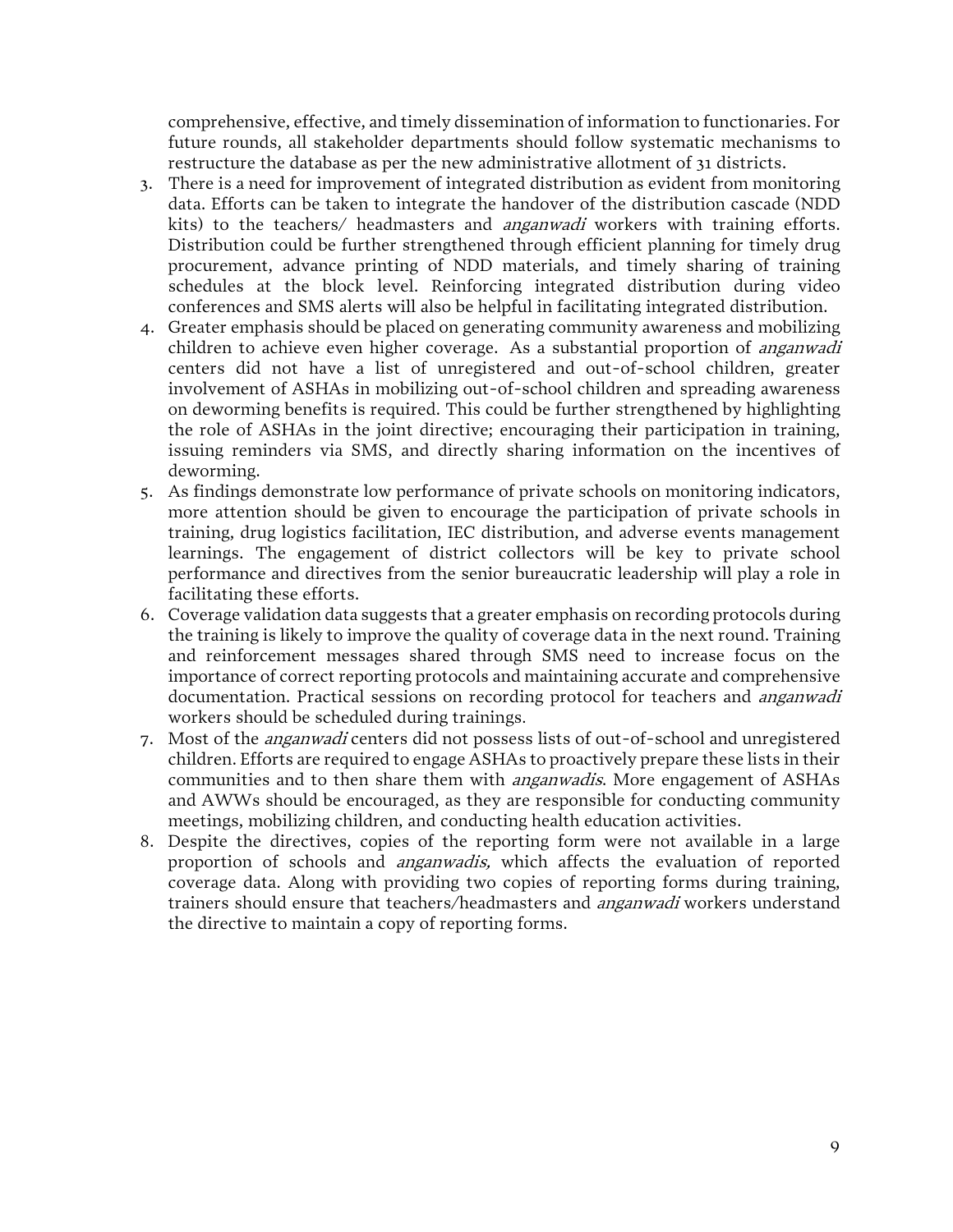comprehensive, effective, and timely dissemination of information to functionaries. For future rounds, all stakeholder departments should follow systematic mechanisms to restructure the database as per the new administrative allotment of 31 districts.

3. There is a need for improvement of integrated distribution as evident from monitoring data. Efforts can be taken to integrate the handover of the distribution cascade (NDD kits) to the teachers/ headmasters and *anganwadi* workers with training efforts. Distribution could be further strengthened through efficient planning for timely drug procurement, advance printing of NDD materials, and timely sharing of training schedules at the block level. Reinforcing integrated distribution during video conferences and SMS alerts will also be helpful in facilitating integrated distribution.
4. Greater emphasis should be placed on generating community awareness and mobilizing children to achieve even higher coverage. As a substantial proportion of *anganwadi* centers did not have a list of unregistered and out-of-school children, greater involvement of ASHAs in mobilizing out-of-school children and spreading awareness on deworming benefits is required. This could be further strengthened by highlighting the role of ASHAs in the joint directive; encouraging their participation in training, issuing reminders via SMS, and directly sharing information on the incentives of deworming.
5. As findings demonstrate low performance of private schools on monitoring indicators, more attention should be given to encourage the participation of private schools in training, drug logistics facilitation, IEC distribution, and adverse events management learnings. The engagement of district collectors will be key to private school performance and directives from the senior bureaucratic leadership will play a role in facilitating these efforts.
6. Coverage validation data suggests that a greater emphasis on recording protocols during the training is likely to improve the quality of coverage data in the next round. Training and reinforcement messages shared through SMS need to increase focus on the importance of correct reporting protocols and maintaining accurate and comprehensive documentation. Practical sessions on recording protocol for teachers and *anganwadi* workers should be scheduled during trainings.
7. Most of the *anganwadi* centers did not possess lists of out-of-school and unregistered children. Efforts are required to engage ASHAs to proactively prepare these lists in their communities and to then share them with *anganwadis*. More engagement of ASHAs and AWWs should be encouraged, as they are responsible for conducting community meetings, mobilizing children, and conducting health education activities.
8. Despite the directives, copies of the reporting form were not available in a large proportion of schools and *anganwadis,* which affects the evaluation of reported coverage data. Along with providing two copies of reporting forms during training, trainers should ensure that teachers/headmasters and *anganwadi* workers understand the directive to maintain a copy of reporting forms.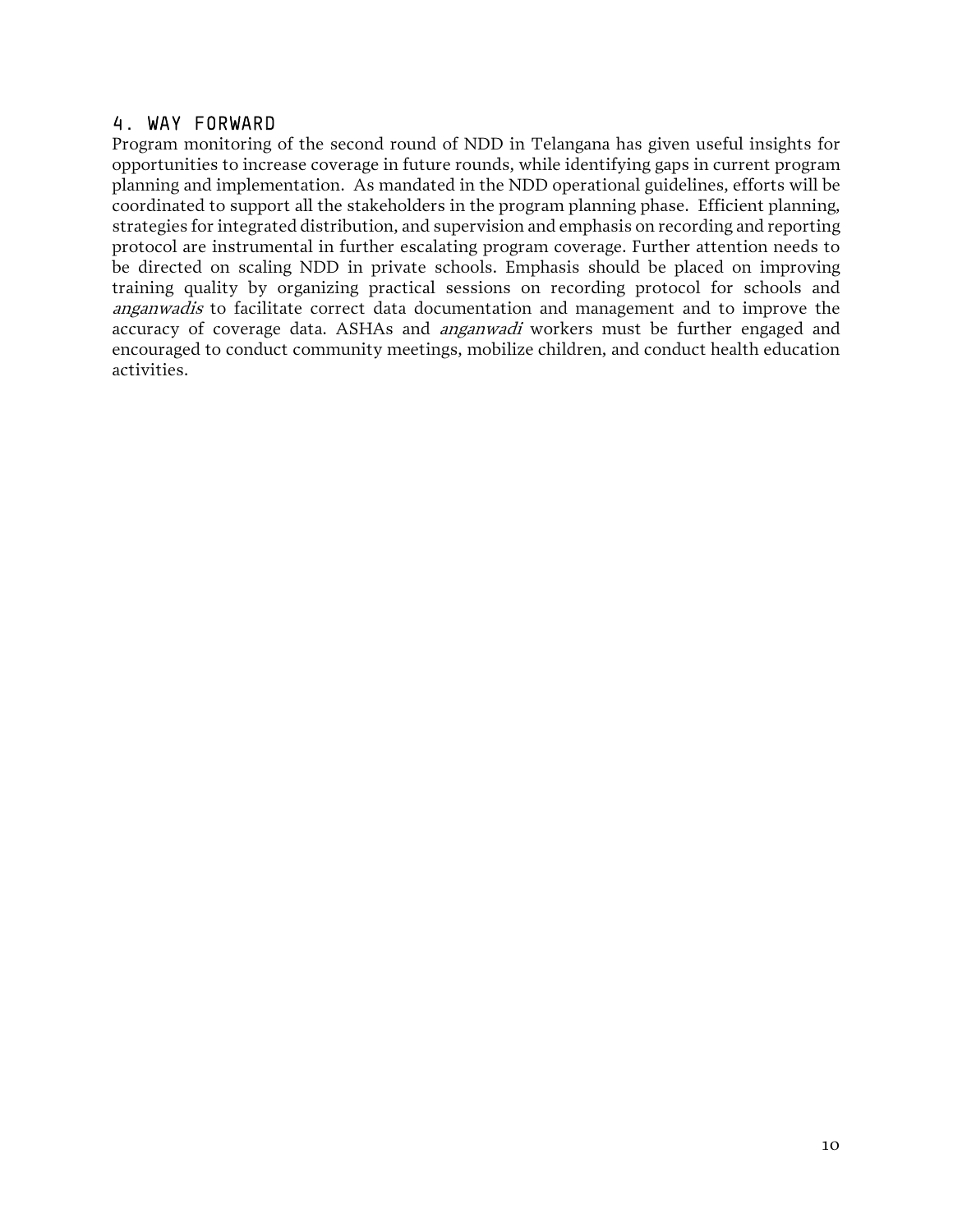## 4. WAY FORWARD

Program monitoring of the second round of NDD in Telangana has given useful insights for opportunities to increase coverage in future rounds, while identifying gaps in current program planning and implementation. As mandated in the NDD operational guidelines, efforts will be coordinated to support all the stakeholders in the program planning phase. Efficient planning, strategies for integrated distribution, and supervision and emphasis on recording and reporting protocol are instrumental in further escalating program coverage. Further attention needs to be directed on scaling NDD in private schools. Emphasis should be placed on improving training quality by organizing practical sessions on recording protocol for schools and *anganwadis* to facilitate correct data documentation and management and to improve the accuracy of coverage data. ASHAs and *anganwadi* workers must be further engaged and encouraged to conduct community meetings, mobilize children, and conduct health education activities.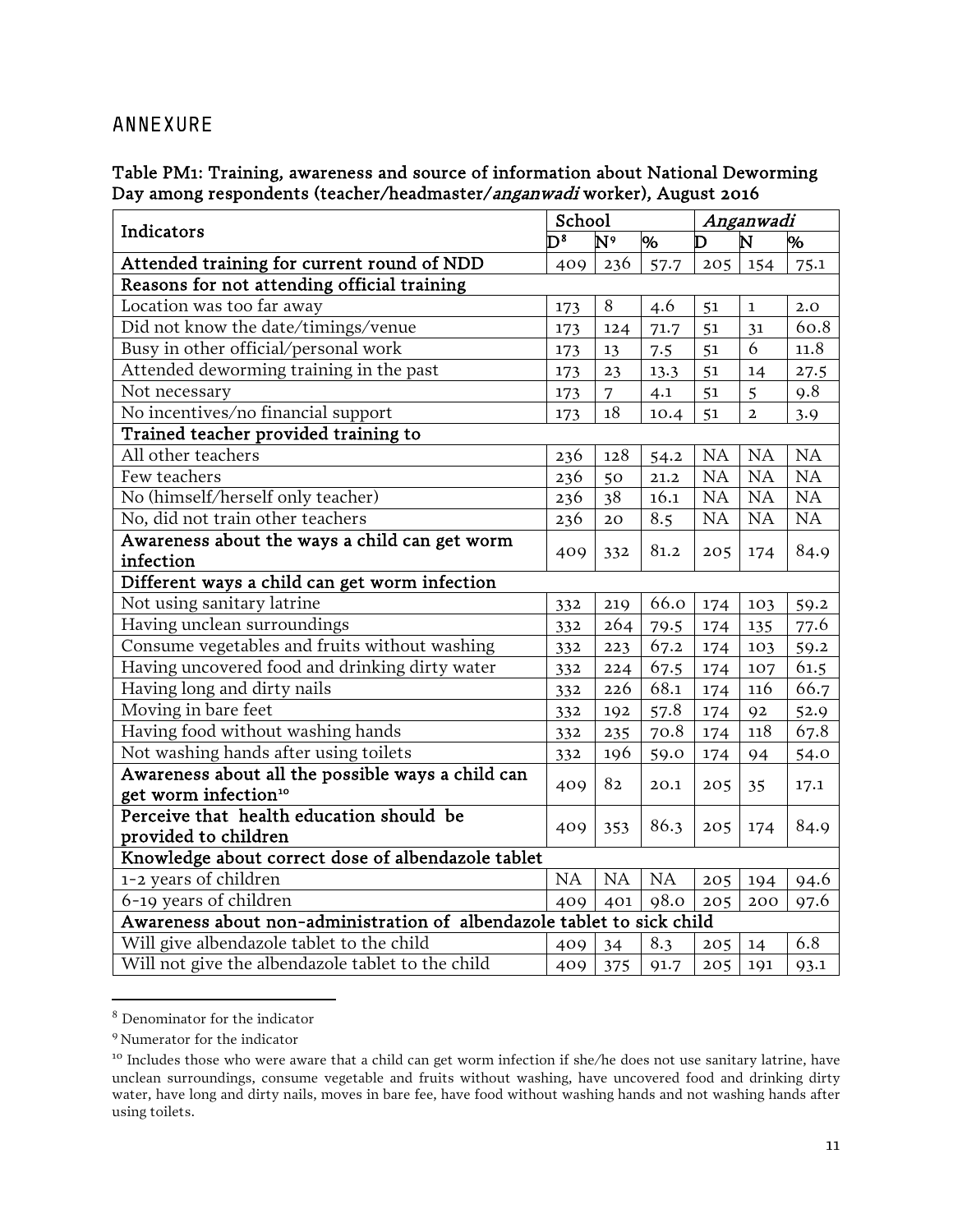## ANNEXURE

**Table PM1: Training, awareness and source of information about National Deworming Day among respondents (teacher/headmaster/*anganwadi* worker), August 2016**

| Indicators | School | | | *Anganwadi* | | |
|---|---|---|---|---|---|---|
| | D[8] | N[9] | % | D | N | % |
| **Attended training for current round of NDD** | 409 | 236 | 57.7 | 205 | 154 | 75.1 |
| **Reasons for not attending official training** | | | | | | |
| Location was too far away | 173 | 8 | 4.6 | 51 | 1 | 2.0 |
| Did not know the date/timings/venue | 173 | 124 | 71.7 | 51 | 31 | 60.8 |
| Busy in other official/personal work | 173 | 13 | 7.5 | 51 | 6 | 11.8 |
| Attended deworming training in the past | 173 | 23 | 13.3 | 51 | 14 | 27.5 |
| Not necessary | 173 | 7 | 4.1 | 51 | 5 | 9.8 |
| No incentives/no financial support | 173 | 18 | 10.4 | 51 | 2 | 3.9 |
| **Trained teacher provided training to** | | | | | | |
| All other teachers | 236 | 128 | 54.2 | NA | NA | NA |
| Few teachers | 236 | 50 | 21.2 | NA | NA | NA |
| No (himself/herself only teacher) | 236 | 38 | 16.1 | NA | NA | NA |
| No, did not train other teachers | 236 | 20 | 8.5 | NA | NA | NA |
| **Awareness about the ways a child can get worm infection** | 409 | 332 | 81.2 | 205 | 174 | 84.9 |
| **Different ways a child can get worm infection** | | | | | | |
| Not using sanitary latrine | 332 | 219 | 66.0 | 174 | 103 | 59.2 |
| Having unclean surroundings | 332 | 264 | 79.5 | 174 | 135 | 77.6 |
| Consume vegetables and fruits without washing | 332 | 223 | 67.2 | 174 | 103 | 59.2 |
| Having uncovered food and drinking dirty water | 332 | 224 | 67.5 | 174 | 107 | 61.5 |
| Having long and dirty nails | 332 | 226 | 68.1 | 174 | 116 | 66.7 |
| Moving in bare feet | 332 | 192 | 57.8 | 174 | 92 | 52.9 |
| Having food without washing hands | 332 | 235 | 70.8 | 174 | 118 | 67.8 |
| Not washing hands after using toilets | 332 | 196 | 59.0 | 174 | 94 | 54.0 |
| **Awareness about all the possible ways a child can get worm infection[10]** | 409 | 82 | 20.1 | 205 | 35 | 17.1 |
| **Perceive that health education should be provided to children** | 409 | 353 | 86.3 | 205 | 174 | 84.9 |
| **Knowledge about correct dose of albendazole tablet** | | | | | | |
| 1-2 years of children | NA | NA | NA | 205 | 194 | 94.6 |
| 6-19 years of children | 409 | 401 | 98.0 | 205 | 200 | 97.6 |
| **Awareness about non-administration of albendazole tablet to sick child** | | | | | | |
| Will give albendazole tablet to the child | 409 | 34 | 8.3 | 205 | 14 | 6.8 |
| Will not give the albendazole tablet to the child | 409 | 375 | 91.7 | 205 | 191 | 93.1 |

[8] Denominator for the indicator

[9] Numerator for the indicator

[10] Includes those who were aware that a child can get worm infection if she/he does not use sanitary latrine, have unclean surroundings, consume vegetable and fruits without washing, have uncovered food and drinking dirty water, have long and dirty nails, moves in bare fee, have food without washing hands and not washing hands after using toilets.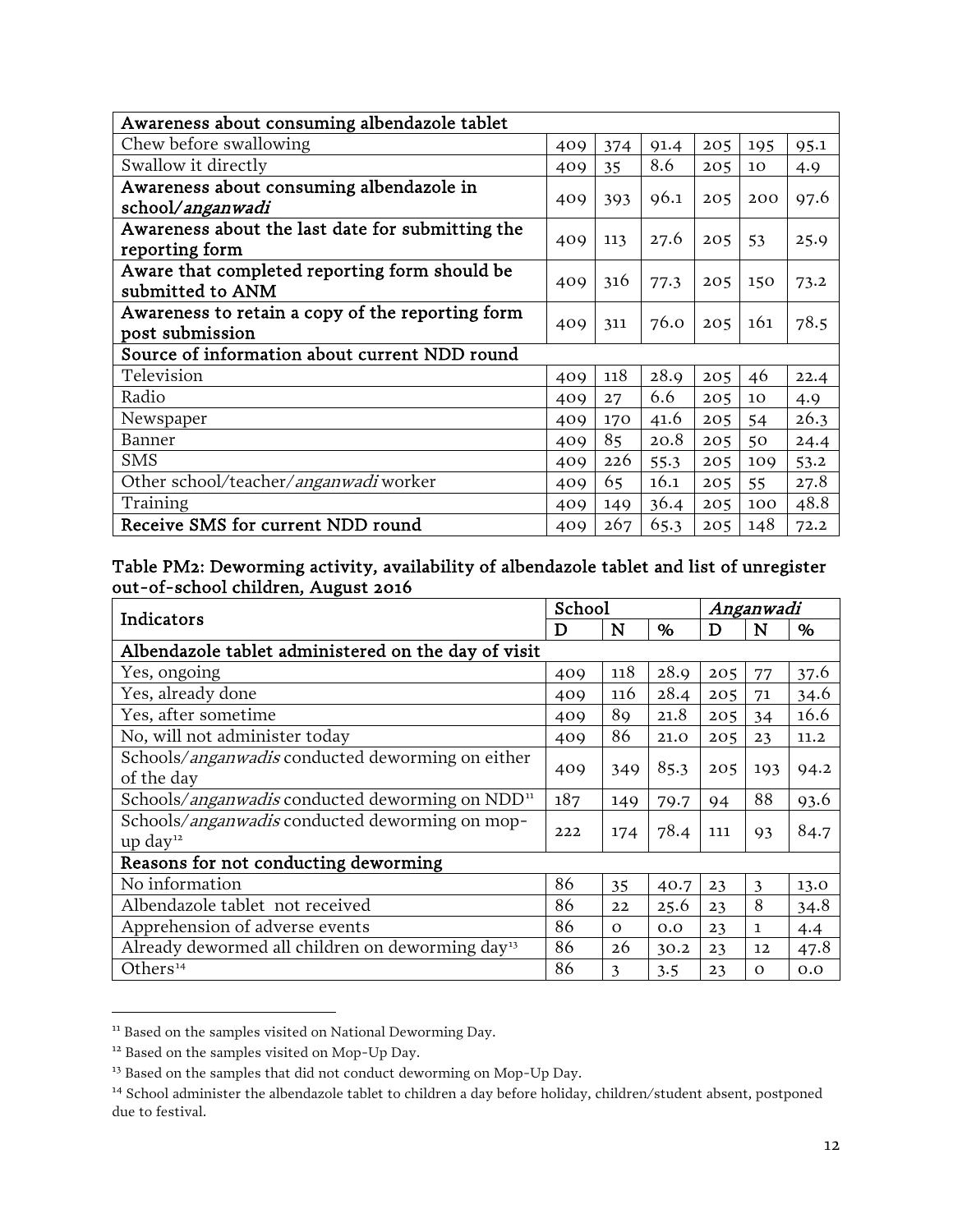| | | | | | | |
|---|---|---|---|---|---|---|
| **Awareness about consuming albendazole tablet** | | | | | | |
| Chew before swallowing | 409 | 374 | 91.4 | 205 | 195 | 95.1 |
| Swallow it directly | 409 | 35 | 8.6 | 205 | 10 | 4.9 |
| **Awareness about consuming albendazole in school/*anganwadi*** | 409 | 393 | 96.1 | 205 | 200 | 97.6 |
| **Awareness about the last date for submitting the reporting form** | 409 | 113 | 27.6 | 205 | 53 | 25.9 |
| **Aware that completed reporting form should be submitted to ANM** | 409 | 316 | 77.3 | 205 | 150 | 73.2 |
| **Awareness to retain a copy of the reporting form post submission** | 409 | 311 | 76.0 | 205 | 161 | 78.5 |
| **Source of information about current NDD round** | | | | | | |
| Television | 409 | 118 | 28.9 | 205 | 46 | 22.4 |
| Radio | 409 | 27 | 6.6 | 205 | 10 | 4.9 |
| Newspaper | 409 | 170 | 41.6 | 205 | 54 | 26.3 |
| Banner | 409 | 85 | 20.8 | 205 | 50 | 24.4 |
| SMS | 409 | 226 | 55.3 | 205 | 109 | 53.2 |
| Other school/teacher/*anganwadi* worker | 409 | 65 | 16.1 | 205 | 55 | 27.8 |
| Training | 409 | 149 | 36.4 | 205 | 100 | 48.8 |
| **Receive SMS for current NDD round** | 409 | 267 | 65.3 | 205 | 148 | 72.2 |

**Table PM2: Deworming activity, availability of albendazole tablet and list of unregister out-of-school children, August 2016**

| Indicators | School | | | *Anganwadi* | | |
|---|---|---|---|---|---|---|
| | D | N | % | D | N | % |
| **Albendazole tablet administered on the day of visit** | | | | | | |
| Yes, ongoing | 409 | 118 | 28.9 | 205 | 77 | 37.6 |
| Yes, already done | 409 | 116 | 28.4 | 205 | 71 | 34.6 |
| Yes, after sometime | 409 | 89 | 21.8 | 205 | 34 | 16.6 |
| No, will not administer today | 409 | 86 | 21.0 | 205 | 23 | 11.2 |
| Schools/*anganwadis* conducted deworming on either of the day | 409 | 349 | 85.3 | 205 | 193 | 94.2 |
| Schools/*anganwadis* conducted deworming on NDD[11] | 187 | 149 | 79.7 | 94 | 88 | 93.6 |
| Schools/*anganwadis* conducted deworming on mop-up day[12] | 222 | 174 | 78.4 | 111 | 93 | 84.7 |
| **Reasons for not conducting deworming** | | | | | | |
| No information | 86 | 35 | 40.7 | 23 | 3 | 13.0 |
| Albendazole tablet not received | 86 | 22 | 25.6 | 23 | 8 | 34.8 |
| Apprehension of adverse events | 86 | 0 | 0.0 | 23 | 1 | 4.4 |
| Already dewormed all children on deworming day[13] | 86 | 26 | 30.2 | 23 | 12 | 47.8 |
| Others[14] | 86 | 3 | 3.5 | 23 | 0 | 0.0 |

[11] Based on the samples visited on National Deworming Day.

[12] Based on the samples visited on Mop-Up Day.

[13] Based on the samples that did not conduct deworming on Mop-Up Day.

[14] School administer the albendazole tablet to children a day before holiday, children/student absent, postponed due to festival.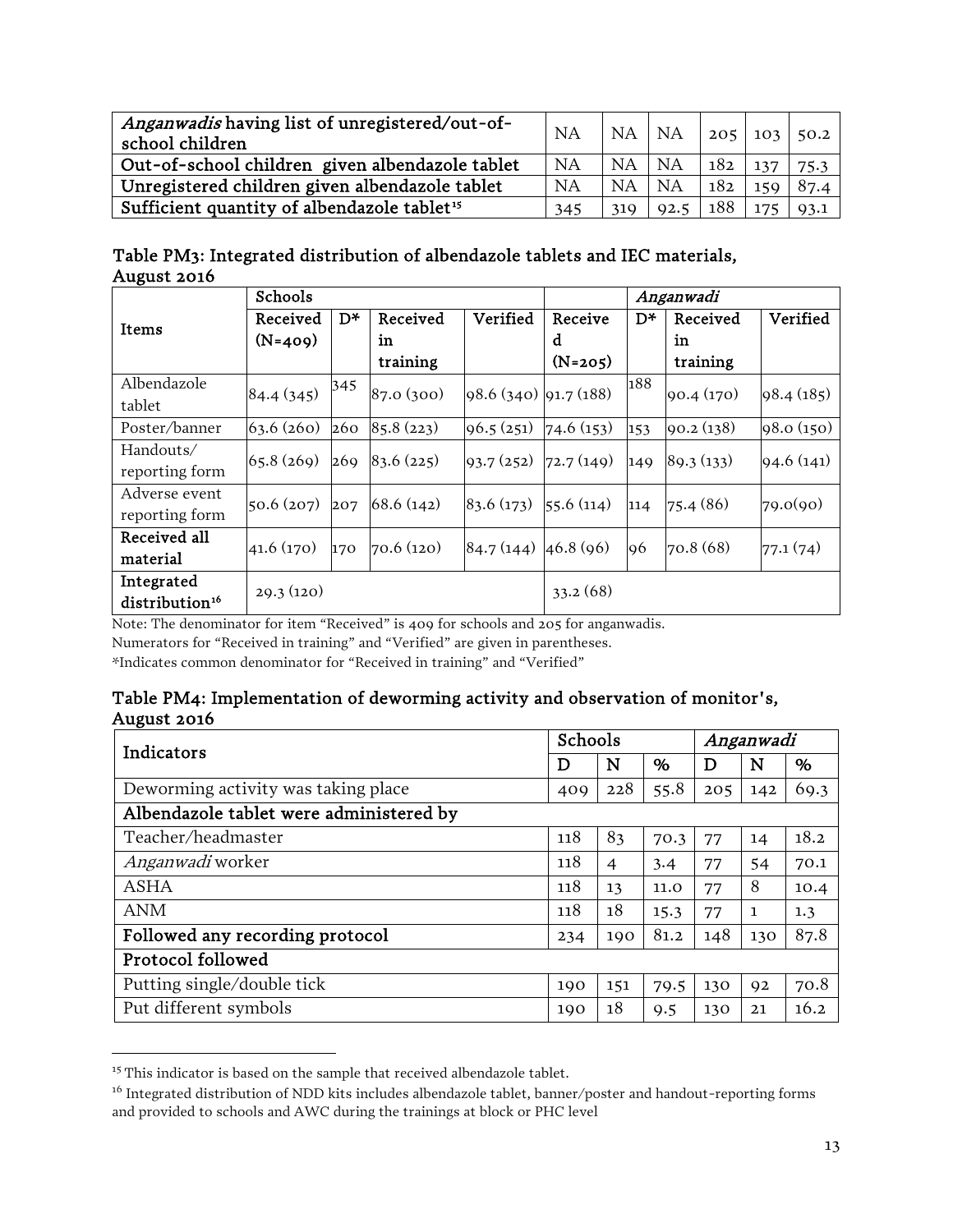| *Anganwadis* having list of unregistered/out-of-school children | NA | NA | NA | 205 | 103 | 50.2 |
|---|---|---|---|---|---|---|
| Out-of-school children given albendazole tablet | NA | NA | NA | 182 | 137 | 75.3 |
| Unregistered children given albendazole tablet | NA | NA | NA | 182 | 159 | 87.4 |
| Sufficient quantity of albendazole tablet[15] | 345 | 319 | 92.5 | 188 | 175 | 93.1 |

### Table PM3: Integrated distribution of albendazole tablets and IEC materials, August 2016

| Items | Schools | | | | *Anganwadi* | | | |
|---|---|---|---|---|---|---|---|---|
| | Received (N=409) | D* | Received in training | Verified | Received (N=205) | D* | Received in training | Verified |
| Albendazole tablet | 84.4 (345) | 345 | 87.0 (300) | 98.6 (340) | 91.7 (188) | 188 | 90.4 (170) | 98.4 (185) |
| Poster/banner | 63.6 (260) | 260 | 85.8 (223) | 96.5 (251) | 74.6 (153) | 153 | 90.2 (138) | 98.0 (150) |
| Handouts/ reporting form | 65.8 (269) | 269 | 83.6 (225) | 93.7 (252) | 72.7 (149) | 149 | 89.3 (133) | 94.6 (141) |
| Adverse event reporting form | 50.6 (207) | 207 | 68.6 (142) | 83.6 (173) | 55.6 (114) | 114 | 75.4 (86) | 79.0(90) |
| **Received all material** | 41.6 (170) | 170 | 70.6 (120) | 84.7 (144) | 46.8 (96) | 96 | 70.8 (68) | 77.1 (74) |
| **Integrated distribution[16]** | 29.3 (120) | | | | 33.2 (68) | | | |

Note: The denominator for item "Received" is 409 for schools and 205 for anganwadis.
Numerators for "Received in training" and "Verified" are given in parentheses.
*Indicates common denominator for "Received in training" and "Verified"

### Table PM4: Implementation of deworming activity and observation of monitor's, August 2016

| Indicators | Schools | | | *Anganwadi* | | |
|---|---|---|---|---|---|---|
| | D | N | % | D | N | % |
| Deworming activity was taking place | 409 | 228 | 55.8 | 205 | 142 | 69.3 |
| **Albendazole tablet were administered by** | | | | | | |
| Teacher/headmaster | 118 | 83 | 70.3 | 77 | 14 | 18.2 |
| *Anganwadi* worker | 118 | 4 | 3.4 | 77 | 54 | 70.1 |
| ASHA | 118 | 13 | 11.0 | 77 | 8 | 10.4 |
| ANM | 118 | 18 | 15.3 | 77 | 1 | 1.3 |
| **Followed any recording protocol** | 234 | 190 | 81.2 | 148 | 130 | 87.8 |
| **Protocol followed** | | | | | | |
| Putting single/double tick | 190 | 151 | 79.5 | 130 | 92 | 70.8 |
| Put different symbols | 190 | 18 | 9.5 | 130 | 21 | 16.2 |

[15] This indicator is based on the sample that received albendazole tablet.

[16] Integrated distribution of NDD kits includes albendazole tablet, banner/poster and handout-reporting forms and provided to schools and AWC during the trainings at block or PHC level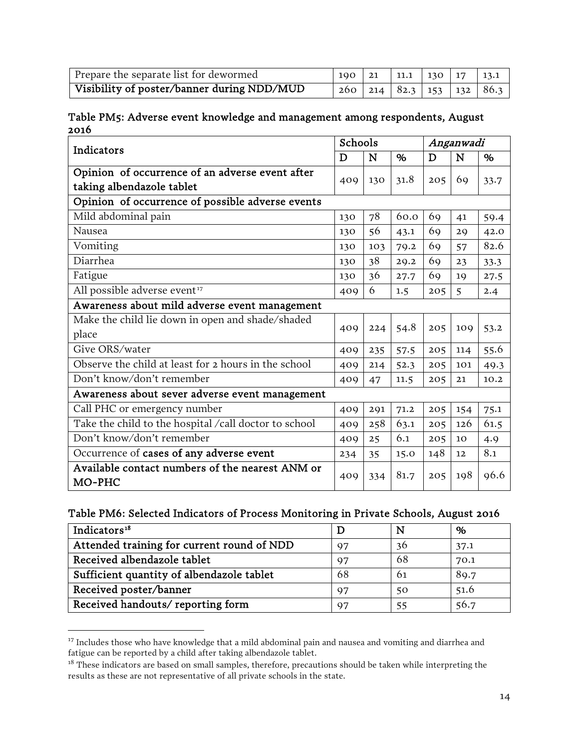| Prepare the separate list for dewormed | 190 | 21 | 11.1 | 130 | 17 | 13.1 |
|---|---|---|---|---|---|---|
| **Visibility of poster/banner during NDD/MUD** | 260 | 214 | 82.3 | 153 | 132 | 86.3 |

**Table PM5: Adverse event knowledge and management among respondents, August 2016**

| Indicators | Schools | | | *Anganwadi* | | |
|---|---|---|---|---|---|---|
| | D | N | % | D | N | % |
| Opinion of occurrence of an adverse event after taking albendazole tablet | 409 | 130 | 31.8 | 205 | 69 | 33.7 |
| Opinion of occurrence of possible adverse events | | | | | | |
| Mild abdominal pain | 130 | 78 | 60.0 | 69 | 41 | 59.4 |
| Nausea | 130 | 56 | 43.1 | 69 | 29 | 42.0 |
| Vomiting | 130 | 103 | 79.2 | 69 | 57 | 82.6 |
| Diarrhea | 130 | 38 | 29.2 | 69 | 23 | 33.3 |
| Fatigue | 130 | 36 | 27.7 | 69 | 19 | 27.5 |
| All possible adverse event[17] | 409 | 6 | 1.5 | 205 | 5 | 2.4 |
| Awareness about mild adverse event management | | | | | | |
| Make the child lie down in open and shade/shaded place | 409 | 224 | 54.8 | 205 | 109 | 53.2 |
| Give ORS/water | 409 | 235 | 57.5 | 205 | 114 | 55.6 |
| Observe the child at least for 2 hours in the school | 409 | 214 | 52.3 | 205 | 101 | 49.3 |
| Don't know/don't remember | 409 | 47 | 11.5 | 205 | 21 | 10.2 |
| Awareness about sever adverse event management | | | | | | |
| Call PHC or emergency number | 409 | 291 | 71.2 | 205 | 154 | 75.1 |
| Take the child to the hospital /call doctor to school | 409 | 258 | 63.1 | 205 | 126 | 61.5 |
| Don't know/don't remember | 409 | 25 | 6.1 | 205 | 10 | 4.9 |
| Occurrence of **cases of any adverse event** | 234 | 35 | 15.0 | 148 | 12 | 8.1 |
| Available contact numbers of the nearest ANM or MO-PHC | 409 | 334 | 81.7 | 205 | 198 | 96.6 |

**Table PM6: Selected Indicators of Process Monitoring in Private Schools, August 2016**

| Indicators[18] | D | N | % |
|---|---|---|---|
| **Attended training for current round of NDD** | 97 | 36 | 37.1 |
| **Received albendazole tablet** | 97 | 68 | 70.1 |
| **Sufficient quantity of albendazole tablet** | 68 | 61 | 89.7 |
| **Received poster/banner** | 97 | 50 | 51.6 |
| **Received handouts/ reporting form** | 97 | 55 | 56.7 |

[17] Includes those who have knowledge that a mild abdominal pain and nausea and vomiting and diarrhea and fatigue can be reported by a child after taking albendazole tablet.

[18] These indicators are based on small samples, therefore, precautions should be taken while interpreting the results as these are not representative of all private schools in the state.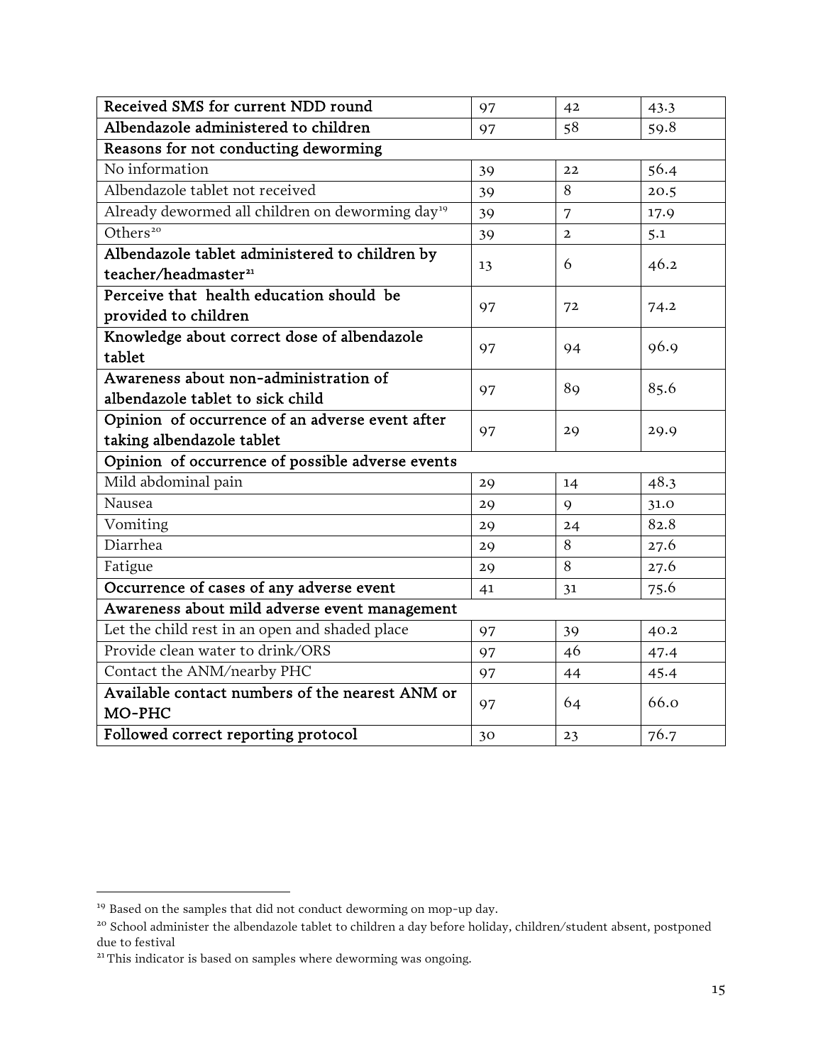| | | | |
|---|---|---|---|
| **Received SMS for current NDD round** | 97 | 42 | 43.3 |
| **Albendazole administered to children** | 97 | 58 | 59.8 |
| **Reasons for not conducting deworming** | | | |
| No information | 39 | 22 | 56.4 |
| Albendazole tablet not received | 39 | 8 | 20.5 |
| Already dewormed all children on deworming day[19] | 39 | 7 | 17.9 |
| Others[20] | 39 | 2 | 5.1 |
| **Albendazole tablet administered to children by teacher/headmaster[21]** | 13 | 6 | 46.2 |
| **Perceive that health education should be provided to children** | 97 | 72 | 74.2 |
| **Knowledge about correct dose of albendazole tablet** | 97 | 94 | 96.9 |
| **Awareness about non-administration of albendazole tablet to sick child** | 97 | 89 | 85.6 |
| **Opinion of occurrence of an adverse event after taking albendazole tablet** | 97 | 29 | 29.9 |
| **Opinion of occurrence of possible adverse events** | | | |
| Mild abdominal pain | 29 | 14 | 48.3 |
| Nausea | 29 | 9 | 31.0 |
| Vomiting | 29 | 24 | 82.8 |
| Diarrhea | 29 | 8 | 27.6 |
| Fatigue | 29 | 8 | 27.6 |
| **Occurrence of cases of any adverse event** | 41 | 31 | 75.6 |
| **Awareness about mild adverse event management** | | | |
| Let the child rest in an open and shaded place | 97 | 39 | 40.2 |
| Provide clean water to drink/ORS | 97 | 46 | 47.4 |
| Contact the ANM/nearby PHC | 97 | 44 | 45.4 |
| **Available contact numbers of the nearest ANM or MO-PHC** | 97 | 64 | 66.0 |
| **Followed correct reporting protocol** | 30 | 23 | 76.7 |

[19] Based on the samples that did not conduct deworming on mop-up day.

[20] School administer the albendazole tablet to children a day before holiday, children/student absent, postponed due to festival

[21] This indicator is based on samples where deworming was ongoing.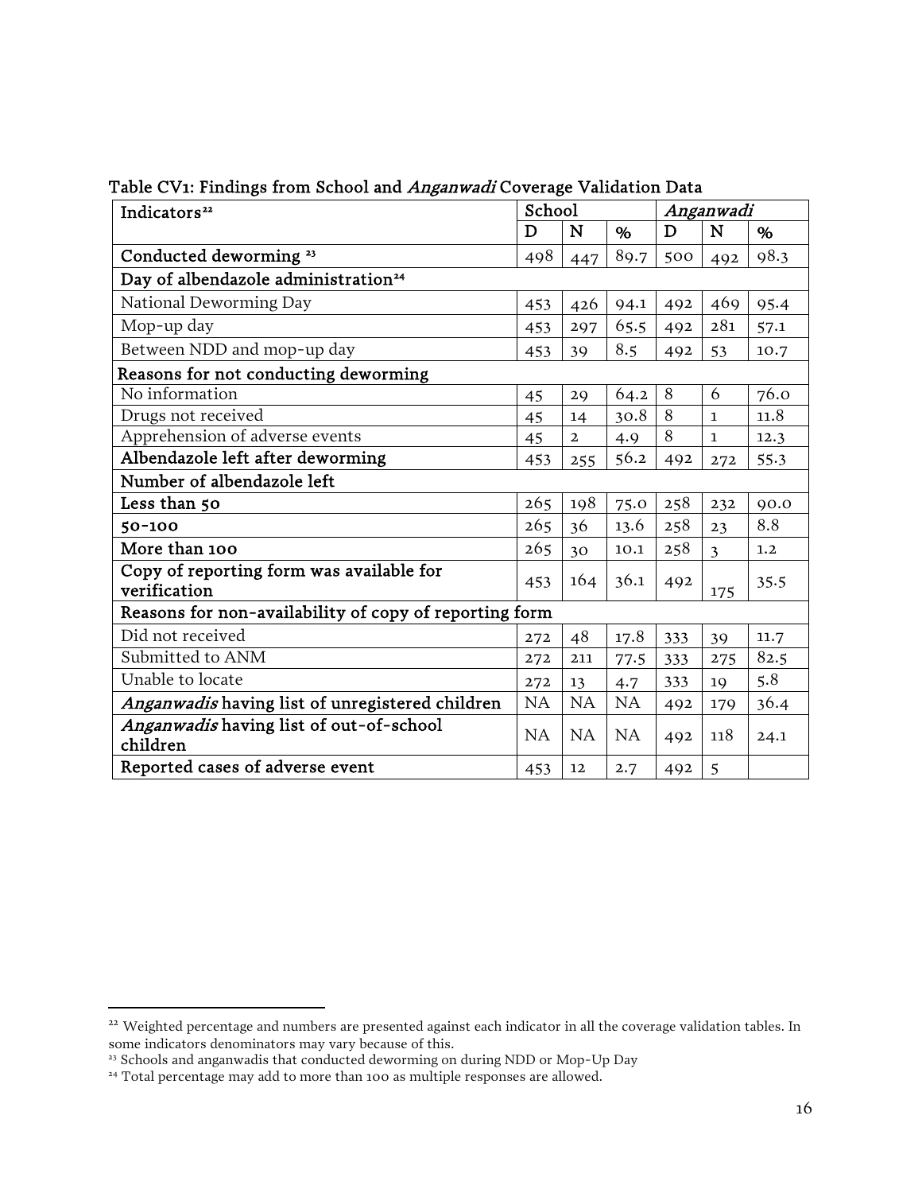Table CV1: Findings from School and *Anganwadi* Coverage Validation Data

| Indicators[22] | School | | | *Anganwadi* | | |
|---|---|---|---|---|---|---|
| | D | N | % | D | N | % |
| **Conducted deworming [23]** | 498 | 447 | 89.7 | 500 | 492 | 98.3 |
| **Day of albendazole administration[24]** | | | | | | |
| National Deworming Day | 453 | 426 | 94.1 | 492 | 469 | 95.4 |
| Mop-up day | 453 | 297 | 65.5 | 492 | 281 | 57.1 |
| Between NDD and mop-up day | 453 | 39 | 8.5 | 492 | 53 | 10.7 |
| **Reasons for not conducting deworming** | | | | | | |
| No information | 45 | 29 | 64.2 | 8 | 6 | 76.0 |
| Drugs not received | 45 | 14 | 30.8 | 8 | 1 | 11.8 |
| Apprehension of adverse events | 45 | 2 | 4.9 | 8 | 1 | 12.3 |
| **Albendazole left after deworming** | 453 | 255 | 56.2 | 492 | 272 | 55.3 |
| **Number of albendazole left** | | | | | | |
| **Less than 50** | 265 | 198 | 75.0 | 258 | 232 | 90.0 |
| **50-100** | 265 | 36 | 13.6 | 258 | 23 | 8.8 |
| **More than 100** | 265 | 30 | 10.1 | 258 | 3 | 1.2 |
| **Copy of reporting form was available for verification** | 453 | 164 | 36.1 | 492 | 175 | 35.5 |
| **Reasons for non-availability of copy of reporting form** | | | | | | |
| Did not received | 272 | 48 | 17.8 | 333 | 39 | 11.7 |
| Submitted to ANM | 272 | 211 | 77.5 | 333 | 275 | 82.5 |
| Unable to locate | 272 | 13 | 4.7 | 333 | 19 | 5.8 |
| ***Anganwadis* having list of unregistered children** | NA | NA | NA | 492 | 179 | 36.4 |
| ***Anganwadis* having list of out-of-school children** | NA | NA | NA | 492 | 118 | 24.1 |
| **Reported cases of adverse event** | 453 | 12 | 2.7 | 492 | 5 | |

[22] Weighted percentage and numbers are presented against each indicator in all the coverage validation tables. In some indicators denominators may vary because of this.

[23] Schools and anganwadis that conducted deworming on during NDD or Mop-Up Day

[24] Total percentage may add to more than 100 as multiple responses are allowed.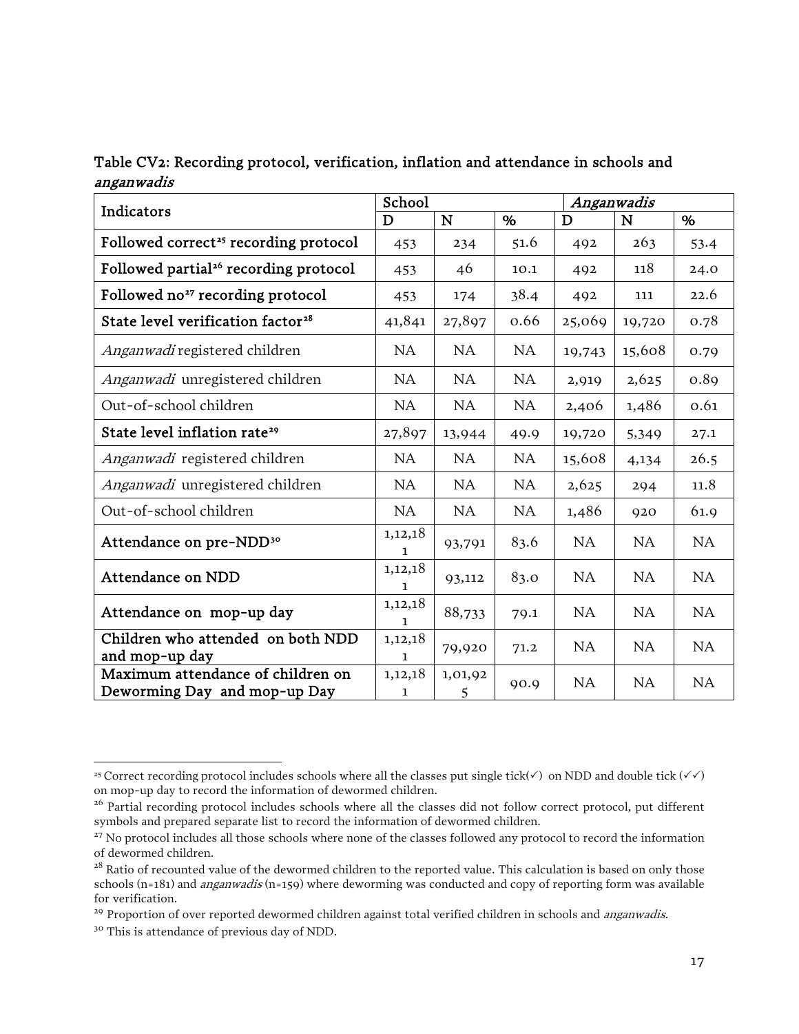Table CV2: Recording protocol, verification, inflation and attendance in schools and *anganwadis*

| Indicators | School | | | *Anganwadis* | | |
|---|---|---|---|---|---|---|
| | D | N | % | D | N | % |
| Followed correct[25] recording protocol | 453 | 234 | 51.6 | 492 | 263 | 53.4 |
| Followed partial[26] recording protocol | 453 | 46 | 10.1 | 492 | 118 | 24.0 |
| Followed no[27] recording protocol | 453 | 174 | 38.4 | 492 | 111 | 22.6 |
| State level verification factor[28] | 41,841 | 27,897 | 0.66 | 25,069 | 19,720 | 0.78 |
| *Anganwadi* registered children | NA | NA | NA | 19,743 | 15,608 | 0.79 |
| *Anganwadi* unregistered children | NA | NA | NA | 2,919 | 2,625 | 0.89 |
| Out-of-school children | NA | NA | NA | 2,406 | 1,486 | 0.61 |
| State level inflation rate[29] | 27,897 | 13,944 | 49.9 | 19,720 | 5,349 | 27.1 |
| *Anganwadi* registered children | NA | NA | NA | 15,608 | 4,134 | 26.5 |
| *Anganwadi* unregistered children | NA | NA | NA | 2,625 | 294 | 11.8 |
| Out-of-school children | NA | NA | NA | 1,486 | 920 | 61.9 |
| Attendance on pre-NDD[30] | 1,12,181 | 93,791 | 83.6 | NA | NA | NA |
| Attendance on NDD | 1,12,181 | 93,112 | 83.0 | NA | NA | NA |
| Attendance on mop-up day | 1,12,181 | 88,733 | 79.1 | NA | NA | NA |
| Children who attended on both NDD and mop-up day | 1,12,181 | 79,920 | 71.2 | NA | NA | NA |
| Maximum attendance of children on Deworming Day and mop-up Day | 1,12,181 | 1,01,925 | 90.9 | NA | NA | NA |

[25] Correct recording protocol includes schools where all the classes put single tick(✓) on NDD and double tick (✓✓) on mop-up day to record the information of dewormed children.

[26] Partial recording protocol includes schools where all the classes did not follow correct protocol, put different symbols and prepared separate list to record the information of dewormed children.

[27] No protocol includes all those schools where none of the classes followed any protocol to record the information of dewormed children.

[28] Ratio of recounted value of the dewormed children to the reported value. This calculation is based on only those schools (n=181) and *anganwadis* (n=159) where deworming was conducted and copy of reporting form was available for verification.

[29] Proportion of over reported dewormed children against total verified children in schools and *anganwadis.*

[30] This is attendance of previous day of NDD.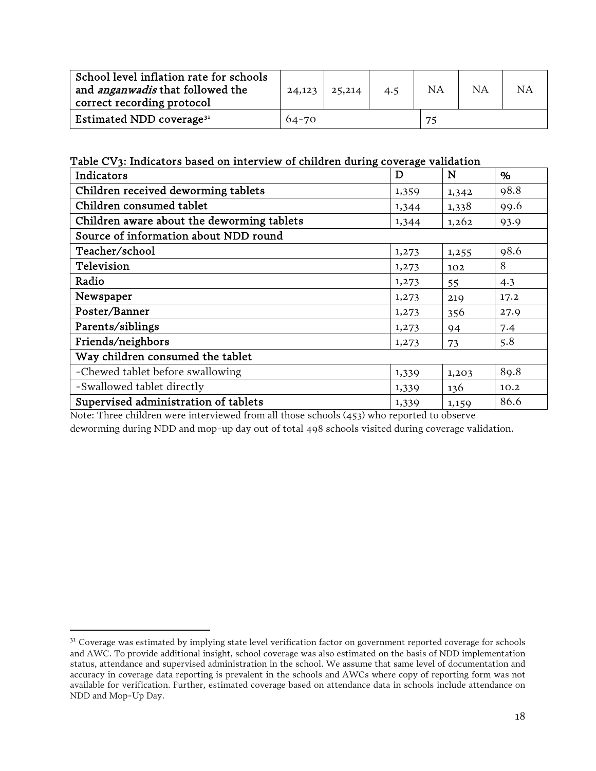| | | | | | | |
|---|---|---|---|---|---|---|
| School level inflation rate for schools and *anganwadis* that followed the correct recording protocol | 24,123 | 25,214 | 4.5 | NA | NA | NA |
| Estimated NDD coverage[31] | 64-70 | | | 75 | | |

Table CV3: Indicators based on interview of children during coverage validation

| Indicators | D | N | % |
|---|---|---|---|
| Children received deworming tablets | 1,359 | 1,342 | 98.8 |
| Children consumed tablet | 1,344 | 1,338 | 99.6 |
| Children aware about the deworming tablets | 1,344 | 1,262 | 93.9 |
| Source of information about NDD round | | | |
| Teacher/school | 1,273 | 1,255 | 98.6 |
| Television | 1,273 | 102 | 8 |
| Radio | 1,273 | 55 | 4.3 |
| Newspaper | 1,273 | 219 | 17.2 |
| Poster/Banner | 1,273 | 356 | 27.9 |
| Parents/siblings | 1,273 | 94 | 7.4 |
| Friends/neighbors | 1,273 | 73 | 5.8 |
| Way children consumed the tablet | | | |
| -Chewed tablet before swallowing | 1,339 | 1,203 | 89.8 |
| -Swallowed tablet directly | 1,339 | 136 | 10.2 |
| Supervised administration of tablets | 1,339 | 1,159 | 86.6 |

Note: Three children were interviewed from all those schools (453) who reported to observe deworming during NDD and mop-up day out of total 498 schools visited during coverage validation.

[31] Coverage was estimated by implying state level verification factor on government reported coverage for schools and AWC. To provide additional insight, school coverage was also estimated on the basis of NDD implementation status, attendance and supervised administration in the school. We assume that same level of documentation and accuracy in coverage data reporting is prevalent in the schools and AWCs where copy of reporting form was not available for verification. Further, estimated coverage based on attendance data in schools include attendance on NDD and Mop-Up Day.